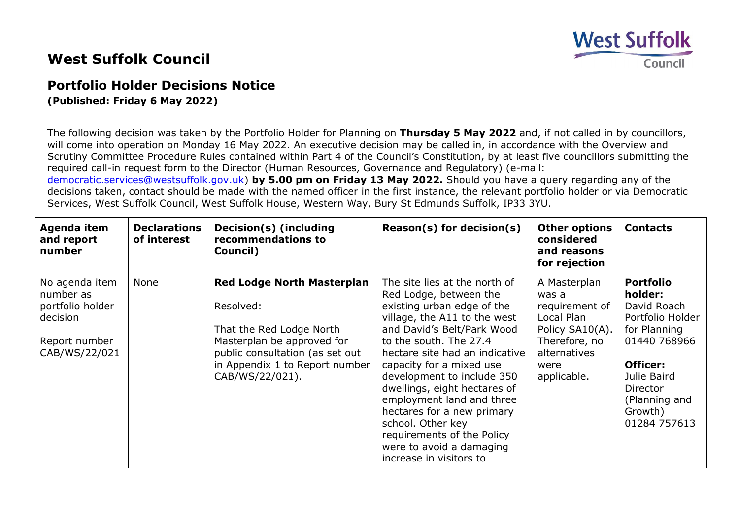# West Suffolk Council

## Portfolio Holder Decisions Notice

**(Published: Friday 6 May 2022)**

The following decision was taken by the Portfolio Holder for Planning on **Thursday 5 May 2022** and, if not called in by councillors, will come into operation on Monday 16 May 2022. An executive decision may be called in, in accordance with the Overview and Scrutiny Committee Procedure Rules contained within Part 4 of the Council's Constitution, by at least five councillors submitting the required call-in request form to the Director (Human Resources, Governance and Regulatory) (e-mail: [democratic.services@westsuffolk.gov.uk](mailto:democratic.services@westsuffolk.gov.uk)) **by 5.00 pm on Friday 13 May 2022.** Should you have a query regarding any of the decisions taken, contact should be made with the named officer in the first instance, the relevant portfolio holder or via Democratic Services, West Suffolk Council, West Suffolk House, Western Way, Bury St Edmunds Suffolk, IP33 3YU.

| Agenda item and report number | Declarations of interest | Decision(s) (including recommendations to Council) | Reason(s) for decision(s) | Other options considered and reasons for rejection | Contacts |
|---|---|---|---|---|---|
| No agenda item number as portfolio holder decision<br><br>Report number CAB/WS/22/021 | None | **Red Lodge North Masterplan**<br><br>Resolved:<br><br>That the Red Lodge North Masterplan be approved for public consultation (as set out in Appendix 1 to Report number CAB/WS/22/021). | The site lies at the north of Red Lodge, between the existing urban edge of the village, the A11 to the west and David's Belt/Park Wood to the south. The 27.4 hectare site had an indicative capacity for a mixed use development to include 350 dwellings, eight hectares of employment land and three hectares for a new primary school. Other key requirements of the Policy were to avoid a damaging increase in visitors to | A Masterplan was a requirement of Local Plan Policy SA10(A). Therefore, no alternatives were applicable. | **Portfolio holder:** David Roach Portfolio Holder for Planning 01440 768966<br><br>**Officer:** Julie Baird Director (Planning and Growth) 01284 757613 |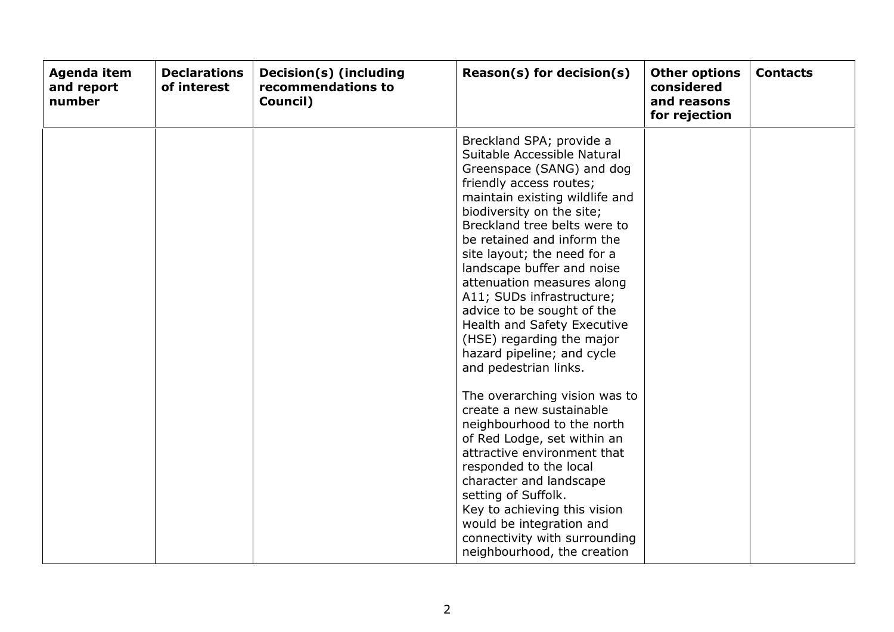| Agenda item and report number | Declarations of interest | Decision(s) (including recommendations to Council) | Reason(s) for decision(s) | Other options considered and reasons for rejection | Contacts |
| --- | --- | --- | --- | --- | --- |
| | | | Breckland SPA; provide a Suitable Accessible Natural Greenspace (SANG) and dog friendly access routes; maintain existing wildlife and biodiversity on the site; Breckland tree belts were to be retained and inform the site layout; the need for a landscape buffer and noise attenuation measures along A11; SUDs infrastructure; advice to be sought of the Health and Safety Executive (HSE) regarding the major hazard pipeline; and cycle and pedestrian links.<br><br>The overarching vision was to create a new sustainable neighbourhood to the north of Red Lodge, set within an attractive environment that responded to the local character and landscape setting of Suffolk.<br>Key to achieving this vision would be integration and connectivity with surrounding neighbourhood, the creation | | |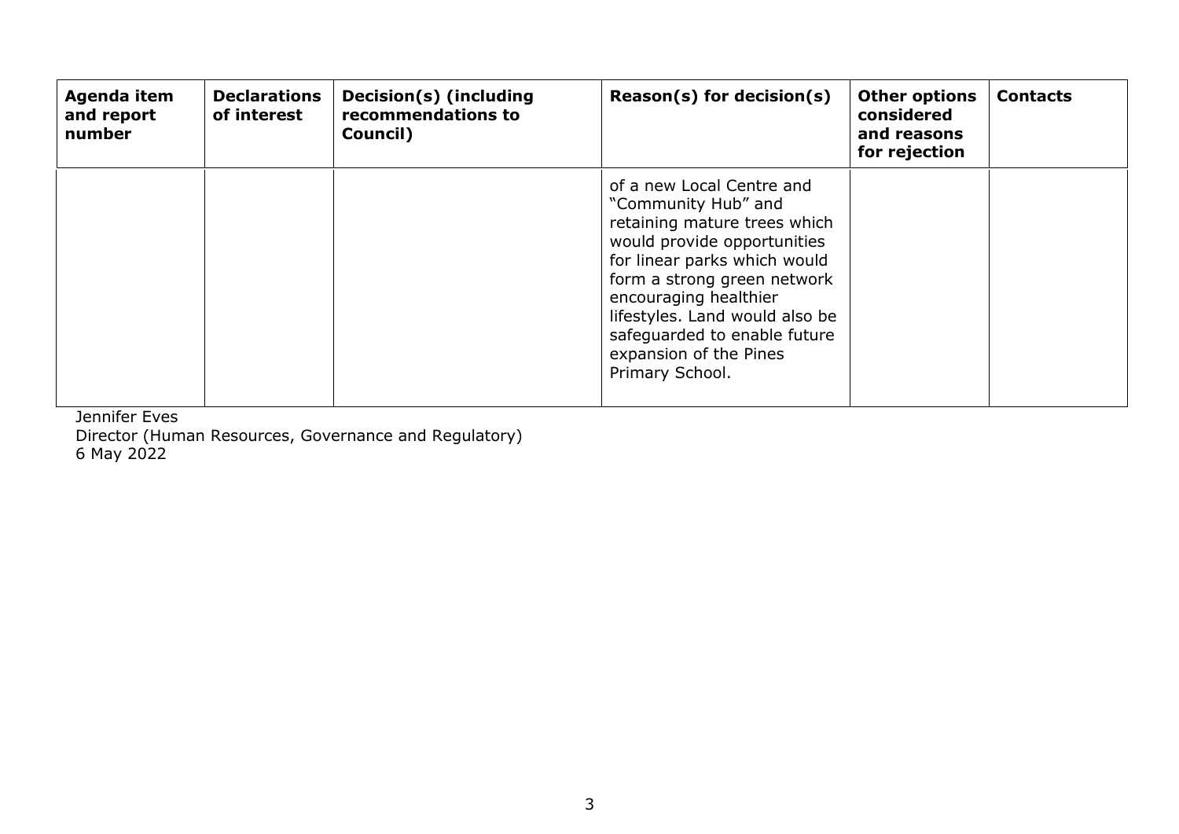| Agenda item and report number | Declarations of interest | Decision(s) (including recommendations to Council) | Reason(s) for decision(s) | Other options considered and reasons for rejection | Contacts |
|---|---|---|---|---|---|
| | | | of a new Local Centre and "Community Hub" and retaining mature trees which would provide opportunities for linear parks which would form a strong green network encouraging healthier lifestyles. Land would also be safeguarded to enable future expansion of the Pines Primary School. | | |

Jennifer Eves
Director (Human Resources, Governance and Regulatory)
6 May 2022